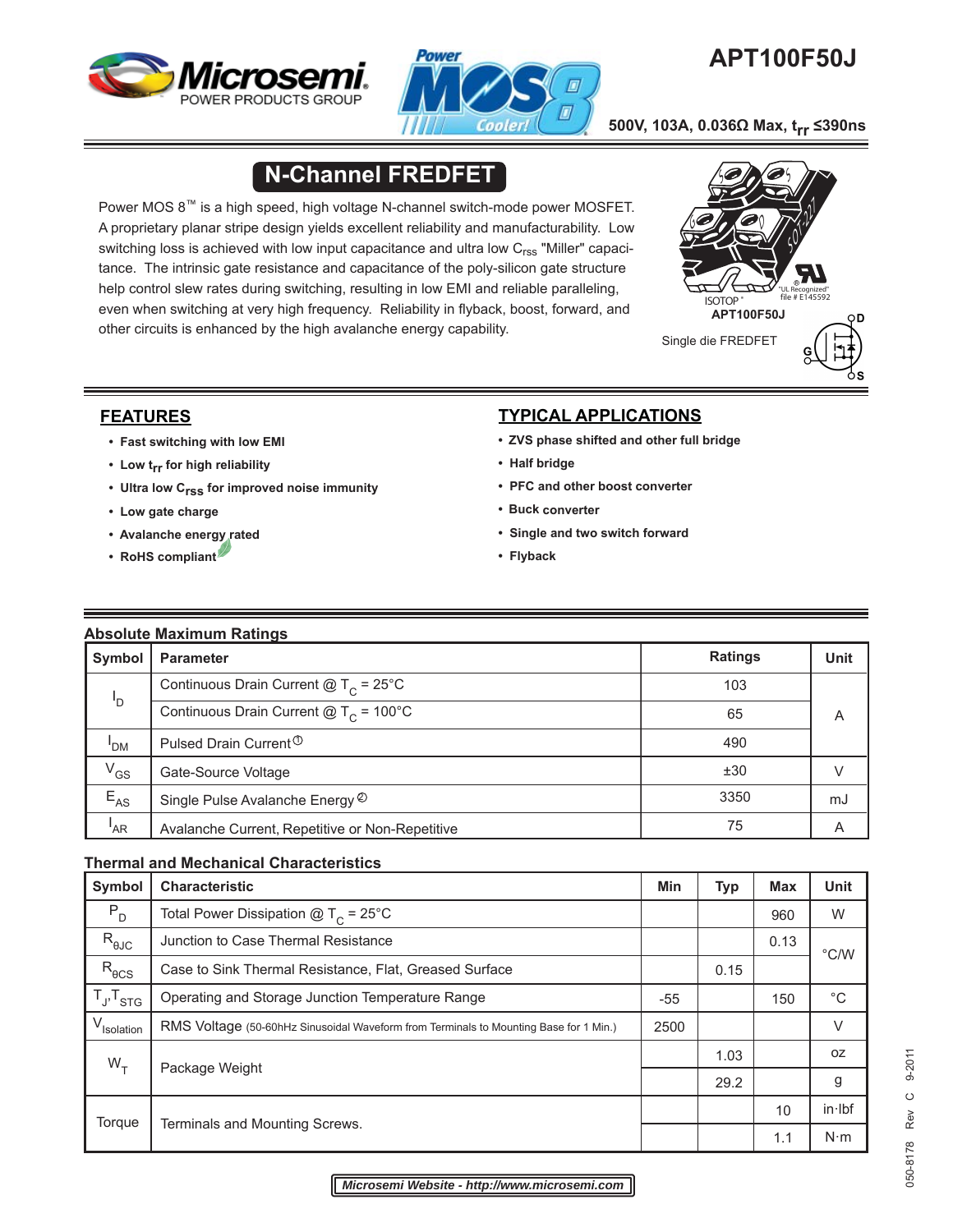# APT100F50J

**500V, 103A, 0.036Ω Max, $t_{rr}$ ≤390ns**

## N-Channel FREDFET

Power MOS 8™ is a high speed, high voltage N-channel switch-mode power MOSFET. A proprietary planar stripe design yields excellent reliability and manufacturability. Low switching loss is achieved with low input capacitance and ultra low $C_{rss}$ "Miller" capacitance. The intrinsic gate resistance and capacitance of the poly-silicon gate structure help control slew rates during switching, resulting in low EMI and reliable paralleling, even when switching at very high frequency. Reliability in flyback, boost, forward, and other circuits is enhanced by the high avalanche energy capability.

ISOTOP®

"UL Recognized" file # E145592

APT100F50J

Single die FREDFET

## FEATURES

- Fast switching with low EMI
- Low $t_{rr}$ for high reliability
- Ultra low $C_{rss}$ for improved noise immunity
- Low gate charge
- Avalanche energy rated
- RoHS compliant

## TYPICAL APPLICATIONS

- ZVS phase shifted and other full bridge
- Half bridge
- PFC and other boost converter
- Buck converter
- Single and two switch forward
- Flyback

### Absolute Maximum Ratings

| Symbol | Parameter | Ratings | Unit |
|---|---|---|---|
| $I_D$ | Continuous Drain Current @ $T_C$ = 25°C | 103 | A |
| | Continuous Drain Current @ $T_C$ = 100°C | 65 | |
| $I_{DM}$ | Pulsed Drain Current ① | 490 | |
| $V_{GS}$ | Gate-Source Voltage | ±30 | V |
| $E_{AS}$ | Single Pulse Avalanche Energy ② | 3350 | mJ |
| $I_{AR}$ | Avalanche Current, Repetitive or Non-Repetitive | 75 | A |

### Thermal and Mechanical Characteristics

| Symbol | Characteristic | Min | Typ | Max | Unit |
|---|---|---|---|---|---|
| $P_D$ | Total Power Dissipation @ $T_C$ = 25°C | | | 960 | W |
| $R_{\theta JC}$ | Junction to Case Thermal Resistance | | | 0.13 | °C/W |
| $R_{\theta CS}$ | Case to Sink Thermal Resistance, Flat, Greased Surface | | 0.15 | | |
| $T_J$,$T_{STG}$ | Operating and Storage Junction Temperature Range | -55 | | 150 | °C |
| $V_{Isolation}$ | RMS Voltage (50-60hHz Sinusoidal Waveform from Terminals to Mounting Base for 1 Min.) | 2500 | | | V |
| $W_T$ | Package Weight | | 1.03 | | oz |
| | | | 29.2 | | g |
| Torque | Terminals and Mounting Screws. | | | 10 | in·lbf |
| | | | | 1.1 | N·m |

*Microsemi Website - http://www.microsemi.com*

050-8178 Rev C 9-2011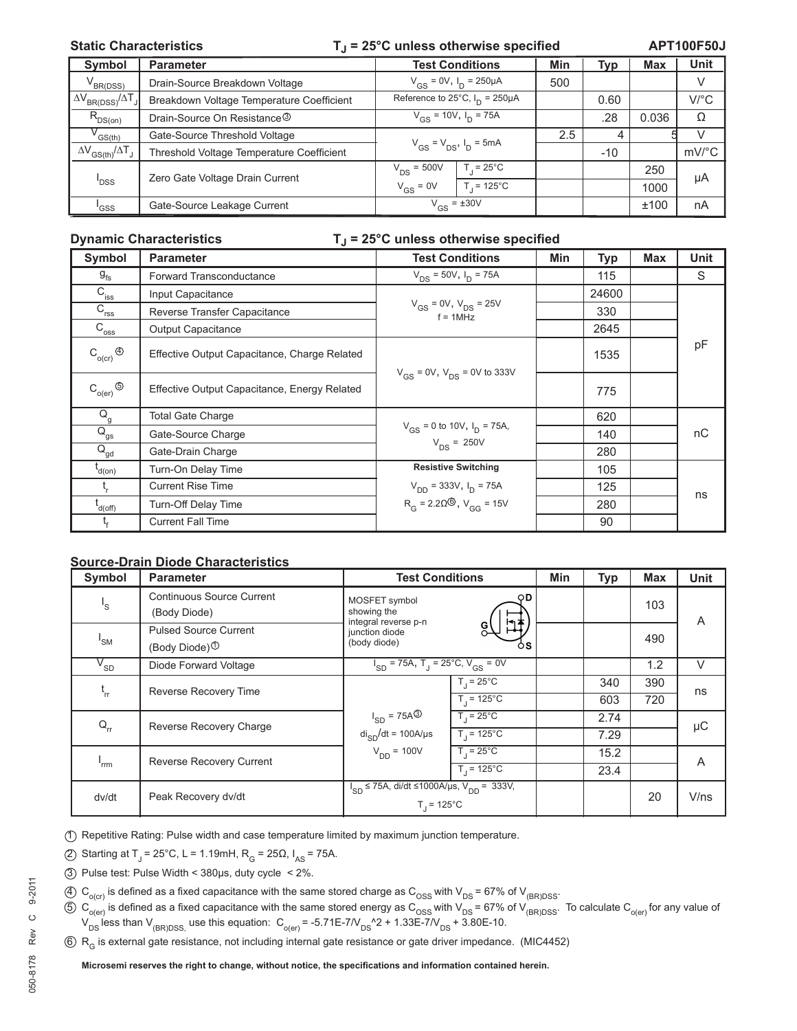## Static Characteristics

$T_J$ = 25°C unless otherwise specified

APT100F50J

| Symbol | Parameter | Test Conditions | | Min | Typ | Max | Unit |
|---|---|---|---|---|---|---|---|
| $V_{BR(DSS)}$ | Drain-Source Breakdown Voltage | $V_{GS}$ = 0V, $I_D$ = 250μA | | 500 | | | V |
| $\Delta V_{BR(DSS)}/\Delta T_J$ | Breakdown Voltage Temperature Coefficient | Reference to 25°C, $I_D$ = 250μA | | | 0.60 | | V/°C |
| $R_{DS(on)}$ | Drain-Source On Resistance ③ | $V_{GS}$ = 10V, $I_D$ = 75A | | | .28 | 0.036 | Ω |
| $V_{GS(th)}$ | Gate-Source Threshold Voltage | $V_{GS} = V_{DS}$, $I_D$ = 5mA | | 2.5 | 4 | 5 | V |
| $\Delta V_{GS(th)}/\Delta T_J$ | Threshold Voltage Temperature Coefficient | | | | -10 | | mV/°C |
| $I_{DSS}$ | Zero Gate Voltage Drain Current | $V_{DS}$ = 500V | $T_J$ = 25°C | | | 250 | μA |
| | | $V_{GS}$ = 0V | $T_J$ = 125°C | | | 1000 | |
| $I_{GSS}$ | Gate-Source Leakage Current | $V_{GS}$ = ±30V | | | | ±100 | nA |

## Dynamic Characteristics

$T_J$ = 25°C unless otherwise specified

| Symbol | Parameter | Test Conditions | Min | Typ | Max | Unit |
|---|---|---|---|---|---|---|
| $g_{fs}$ | Forward Transconductance | $V_{DS}$ = 50V, $I_D$ = 75A | | 115 | | S |
| $C_{iss}$ | Input Capacitance | $V_{GS}$ = 0V, $V_{DS}$ = 25V, f = 1MHz | | 24600 | | pF |
| $C_{rss}$ | Reverse Transfer Capacitance | | | 330 | | |
| $C_{oss}$ | Output Capacitance | | | 2645 | | |
| $C_{o(cr)}$ ④ | Effective Output Capacitance, Charge Related | $V_{GS}$ = 0V, $V_{DS}$ = 0V to 333V | | 1535 | | |
| $C_{o(er)}$ ⑤ | Effective Output Capacitance, Energy Related | | | 775 | | |
| $Q_g$ | Total Gate Charge | $V_{GS}$ = 0 to 10V, $I_D$ = 75A, $V_{DS}$ = 250V | | 620 | | nC |
| $Q_{gs}$ | Gate-Source Charge | | | 140 | | |
| $Q_{gd}$ | Gate-Drain Charge | | | 280 | | |
| $t_{d(on)}$ | Turn-On Delay Time | **Resistive Switching** $V_{DD}$ = 333V, $I_D$ = 75A, $R_G$ = 2.2Ω ⑥, $V_{GG}$ = 15V | | 105 | | ns |
| $t_r$ | Current Rise Time | | | 125 | | |
| $t_{d(off)}$ | Turn-Off Delay Time | | | 280 | | |
| $t_f$ | Current Fall Time | | | 90 | | |

## Source-Drain Diode Characteristics

| Symbol | Parameter | Test Conditions | | Min | Typ | Max | Unit |
|---|---|---|---|---|---|---|---|
| $I_S$ | Continuous Source Current (Body Diode) | MOSFET symbol showing the integral reverse p-n junction diode (body diode) | | | | 103 | A |
| $I_{SM}$ | Pulsed Source Current (Body Diode) ① | | | | | 490 | |
| $V_{SD}$ | Diode Forward Voltage | $I_{SD}$ = 75A, $T_J$ = 25°C, $V_{GS}$ = 0V | | | | 1.2 | V |
| $t_{rr}$ | Reverse Recovery Time | $I_{SD}$ = 75A ③, $di_{SD}/dt$ = 100A/μs, $V_{DD}$ = 100V | $T_J$ = 25°C | | 340 | 390 | ns |
| | | | $T_J$ = 125°C | | 603 | 720 | |
| $Q_{rr}$ | Reverse Recovery Charge | | $T_J$ = 25°C | | 2.74 | | μC |
| | | | $T_J$ = 125°C | | 7.29 | | |
| $I_{rrm}$ | Reverse Recovery Current | | $T_J$ = 25°C | | 15.2 | | A |
| | | | $T_J$ = 125°C | | 23.4 | | |
| dv/dt | Peak Recovery dv/dt | $I_{SD}$ ≤ 75A, di/dt ≤1000A/μs, $V_{DD}$ = 333V, $T_J$ = 125°C | | | | 20 | V/ns |

① Repetitive Rating: Pulse width and case temperature limited by maximum junction temperature.

② Starting at $T_J$ = 25°C, L = 1.19mH, $R_G$ = 25Ω, $I_{AS}$ = 75A.

③ Pulse test: Pulse Width < 380μs, duty cycle < 2%.

④ $C_{o(cr)}$ is defined as a fixed capacitance with the same stored charge as $C_{OSS}$ with $V_{DS}$ = 67% of $V_{(BR)DSS}$.

⑤ $C_{o(er)}$ is defined as a fixed capacitance with the same stored energy as $C_{OSS}$ with $V_{DS}$ = 67% of $V_{(BR)DSS}$. To calculate $C_{o(er)}$ for any value of $V_{DS}$ less than $V_{(BR)DSS,}$ use this equation: $C_{o(er)}$ = -5.71E-7/$V_{DS}$^2 + 1.33E-7/$V_{DS}$ + 3.80E-10.

⑥ $R_G$ is external gate resistance, not including internal gate resistance or gate driver impedance. (MIC4452)

**Microsemi reserves the right to change, without notice, the specifications and information contained herein.**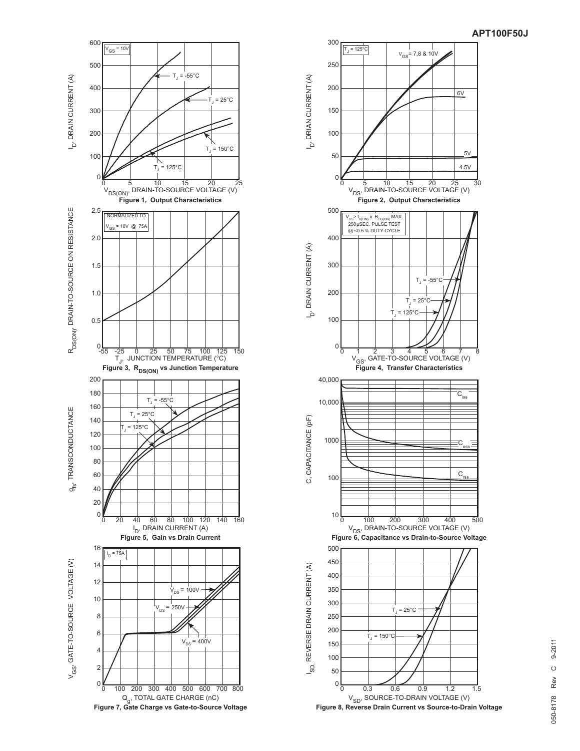Figure 1, Output Characteristics

Figure 2, Output Characteristics

Figure 3, $R_{DS(ON)}$ vs Junction Temperature

Figure 4, Transfer Characteristics

Figure 5, Gain vs Drain Current

Figure 6, Capacitance vs Drain-to-Source Voltage

Figure 7, Gate Charge vs Gate-to-Source Voltage

Figure 8, Reverse Drain Current vs Source-to-Drain Voltage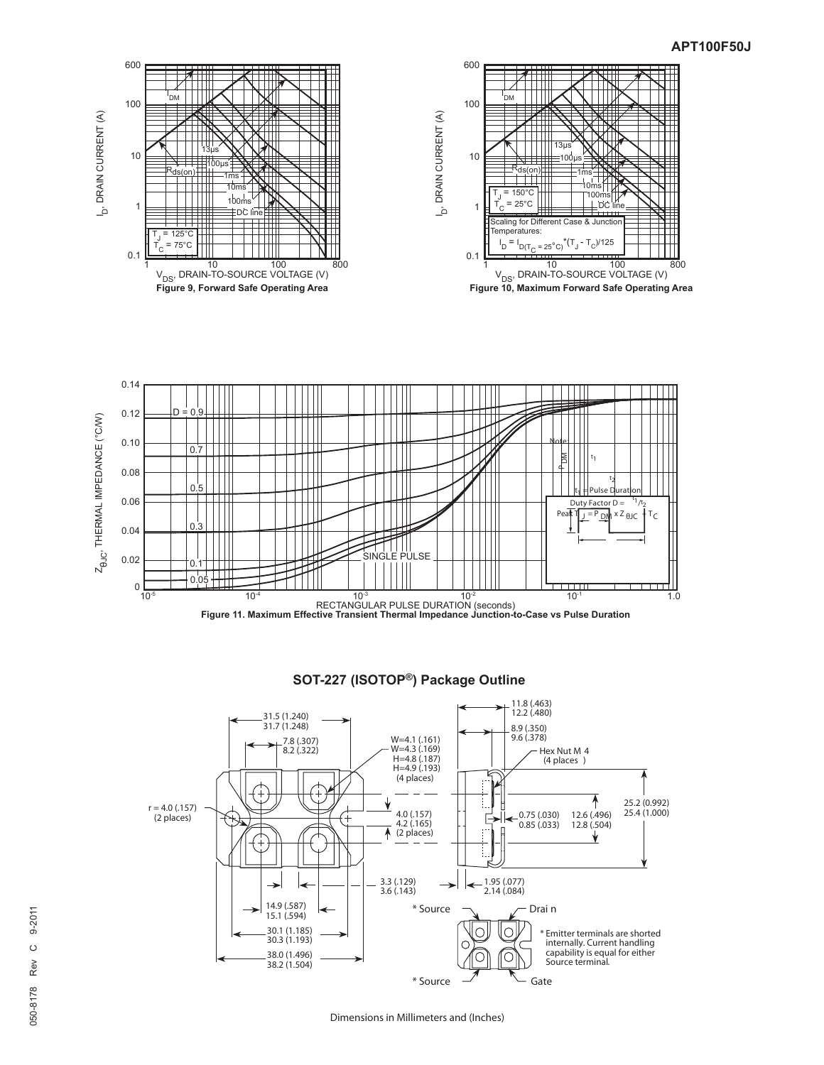600

$I_{DM}$

100

10

1

0.1

$I_D$, DRAIN CURRENT (A)

13µs

100µs

1ms

10ms

100ms

DC line

$R_{ds(on)}$

$T_J$ = 125°C

$T_C$ = 75°C

1 10 100 800

$V_{DS}$, DRAIN-TO-SOURCE VOLTAGE (V)

**Figure 9, Forward Safe Operating Area**

600

$I_{DM}$

100

10

1

0.1

$I_D$, DRAIN CURRENT (A)

13µs

100µs

1ms

10ms

100ms

DC line

$R_{ds(on)}$

$T_J$ = 150°C

$T_C$ = 25°C

Scaling for Different Case & Junction Temperatures:

$I_D = I_{D(T_C = 25°C)} * (T_J - T_C)/125$

1 10 100 800

$V_{DS}$, DRAIN-TO-SOURCE VOLTAGE (V)

**Figure 10, Maximum Forward Safe Operating Area**

0.14

0.12

0.10

0.08

0.06

0.04

0.02

0

$Z_{\theta JC}$, THERMAL IMPEDANCE (°C/W)

D = 0.9

0.7

0.5

0.3

0.1

0.05

SINGLE PULSE

Note:

$P_{DM}$

$t_1$

$t_2$

$t_1$ = Pulse Duration

Duty Factor D = $t_1/t_2$

Peak $T_J = P_{DM} \times Z_{\theta JC} + T_C$

$10^{-5}$ $10^{-4}$ $10^{-3}$ $10^{-2}$ $10^{-1}$ 1.0

RECTANGULAR PULSE DURATION (seconds)

**Figure 11. Maximum Effective Transient Thermal Impedance Junction-to-Case vs Pulse Duration**

## SOT-227 (ISOTOP®) Package Outline

31.5 (1.240)
31.7 (1.248)

7.8 (.307)
8.2 (.322)

W=4.1 (.161)
W=4.3 (.169)
H=4.8 (.187)
H=4.9 (.193)
(4 places)

r = 4.0 (.157)
(2 places)

4.0 (.157)
4.2 (.165)
(2 places)

3.3 (.129)
3.6 (.143)

14.9 (.587)
15.1 (.594)

30.1 (1.185)
30.3 (1.193)

38.0 (1.496)
38.2 (1.504)

11.8 (.463)
12.2 (.480)

8.9 (.350)
9.6 (.378)

Hex Nut M 4
(4 places)

0.75 (.030)
0.85 (.033)

12.6 (.496)
12.8 (.504)

25.2 (0.992)
25.4 (1.000)

1.95 (.077)
2.14 (.084)

* Source

Drain

* Emitter terminals are shorted internally. Current handling capability is equal for either Source terminal.

* Source

Gate

Dimensions in Millimeters and (Inches)